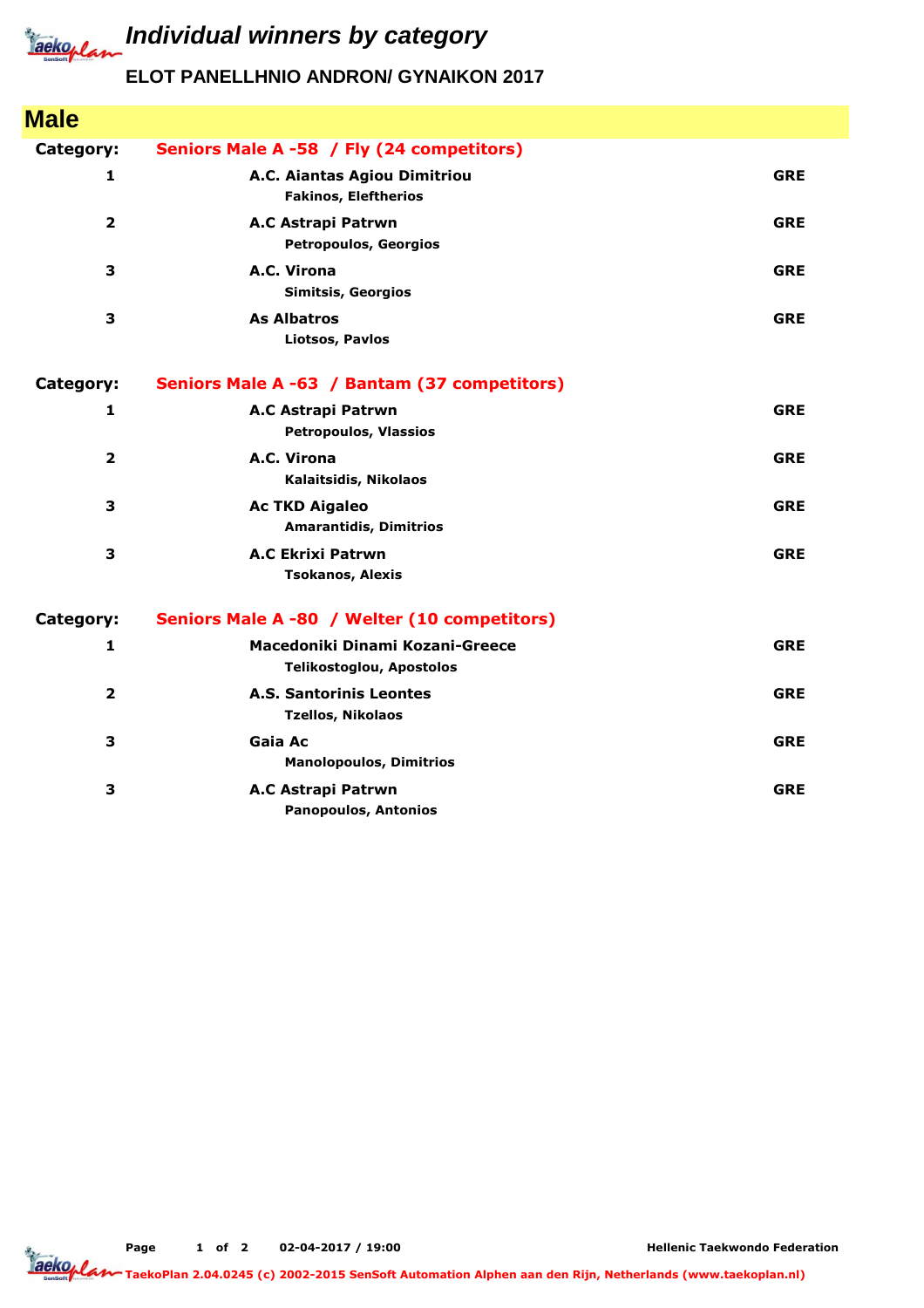# Individual winners by category

## ELOT PANELLHNIO ANDRON/ GYNAIKON 2017

## Male

**Category: Seniors Male A -58 / Fly (24 competitors)**

| Place | Club / Name | Country |
|---|---|---|
| 1 | **A.C. Aiantas Agiou Dimitriou**<br>Fakinos, Eleftherios | GRE |
| 2 | **A.C Astrapi Patrwn**<br>Petropoulos, Georgios | GRE |
| 3 | **A.C. Virona**<br>Simitsis, Georgios | GRE |
| 3 | **As Albatros**<br>Liotsos, Pavlos | GRE |

**Category: Seniors Male A -63 / Bantam (37 competitors)**

| Place | Club / Name | Country |
|---|---|---|
| 1 | **A.C Astrapi Patrwn**<br>Petropoulos, Vlassios | GRE |
| 2 | **A.C. Virona**<br>Kalaitsidis, Nikolaos | GRE |
| 3 | **Ac TKD Aigaleo**<br>Amarantidis, Dimitrios | GRE |
| 3 | **A.C Ekrixi Patrwn**<br>Tsokanos, Alexis | GRE |

**Category: Seniors Male A -80 / Welter (10 competitors)**

| Place | Club / Name | Country |
|---|---|---|
| 1 | **Macedoniki Dinami Kozani-Greece**<br>Telikostoglou, Apostolos | GRE |
| 2 | **A.S. Santorinis Leontes**<br>Tzellos, Nikolaos | GRE |
| 3 | **Gaia Ac**<br>Manolopoulos, Dimitrios | GRE |
| 3 | **A.C Astrapi Patrwn**<br>Panopoulos, Antonios | GRE |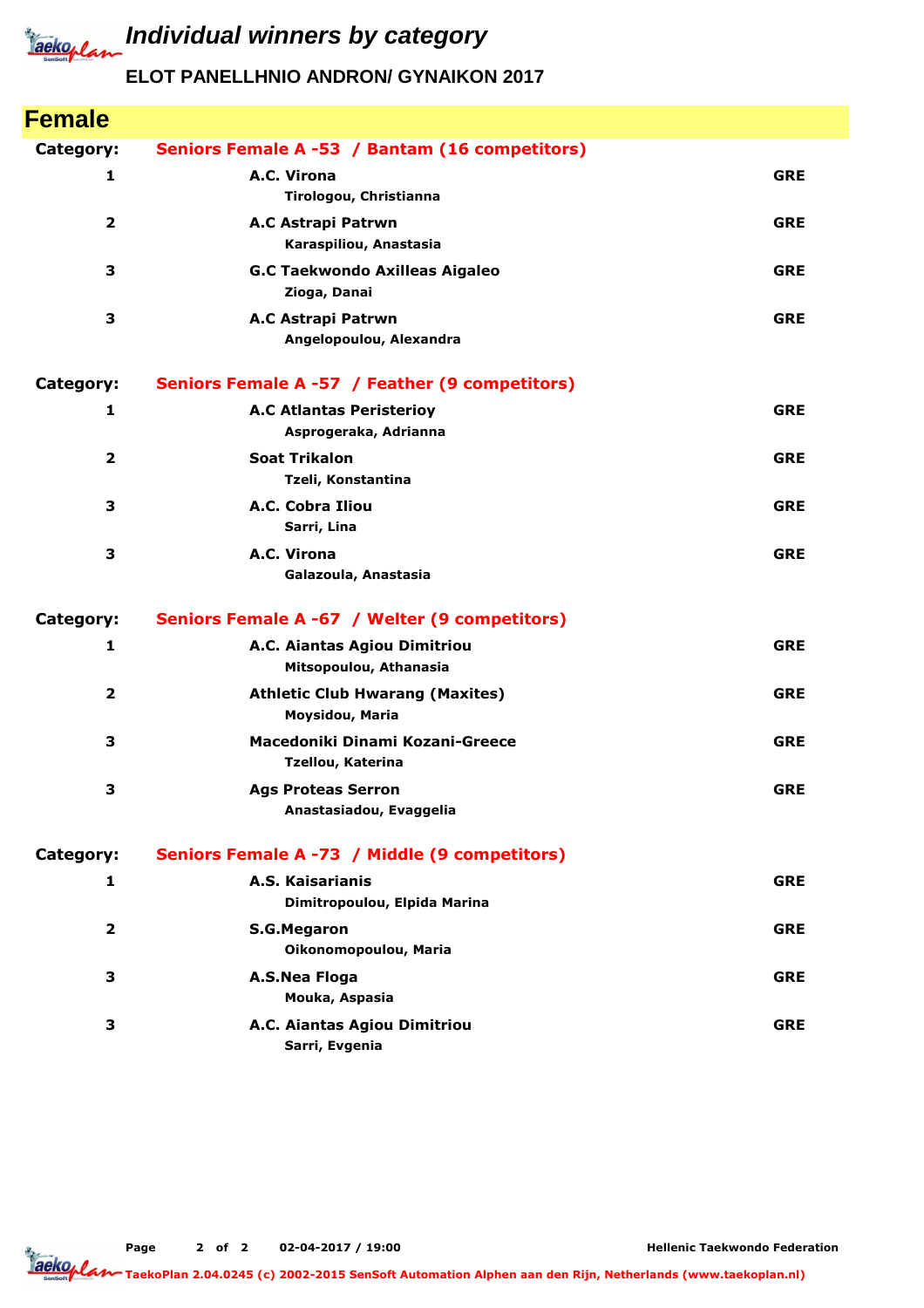# Individual winners by category

## ELOT PANELLHNIO ANDRON/ GYNAIKON 2017

## Female

**Category: Seniors Female A -53 / Bantam (16 competitors)**

| | | |
|---|---|---|
| 1 | **A.C. Virona**<br>Tirologou, Christianna | GRE |
| 2 | **A.C Astrapi Patrwn**<br>Karaspiliou, Anastasia | GRE |
| 3 | **G.C Taekwondo Axilleas Aigaleo**<br>Zioga, Danai | GRE |
| 3 | **A.C Astrapi Patrwn**<br>Angelopoulou, Alexandra | GRE |

**Category: Seniors Female A -57 / Feather (9 competitors)**

| | | |
|---|---|---|
| 1 | **A.C Atlantas Peristerioy**<br>Asprogeraka, Adrianna | GRE |
| 2 | **Soat Trikalon**<br>Tzeli, Konstantina | GRE |
| 3 | **A.C. Cobra Iliou**<br>Sarri, Lina | GRE |
| 3 | **A.C. Virona**<br>Galazoula, Anastasia | GRE |

**Category: Seniors Female A -67 / Welter (9 competitors)**

| | | |
|---|---|---|
| 1 | **A.C. Aiantas Agiou Dimitriou**<br>Mitsopoulou, Athanasia | GRE |
| 2 | **Athletic Club Hwarang (Maxites)**<br>Moysidou, Maria | GRE |
| 3 | **Macedoniki Dinami Kozani-Greece**<br>Tzellou, Katerina | GRE |
| 3 | **Ags Proteas Serron**<br>Anastasiadou, Evaggelia | GRE |

**Category: Seniors Female A -73 / Middle (9 competitors)**

| | | |
|---|---|---|
| 1 | **A.S. Kaisarianis**<br>Dimitropoulou, Elpida Marina | GRE |
| 2 | **S.G.Megaron**<br>Oikonomopoulou, Maria | GRE |
| 3 | **A.S.Nea Floga**<br>Mouka, Aspasia | GRE |
| 3 | **A.C. Aiantas Agiou Dimitriou**<br>Sarri, Evgenia | GRE |